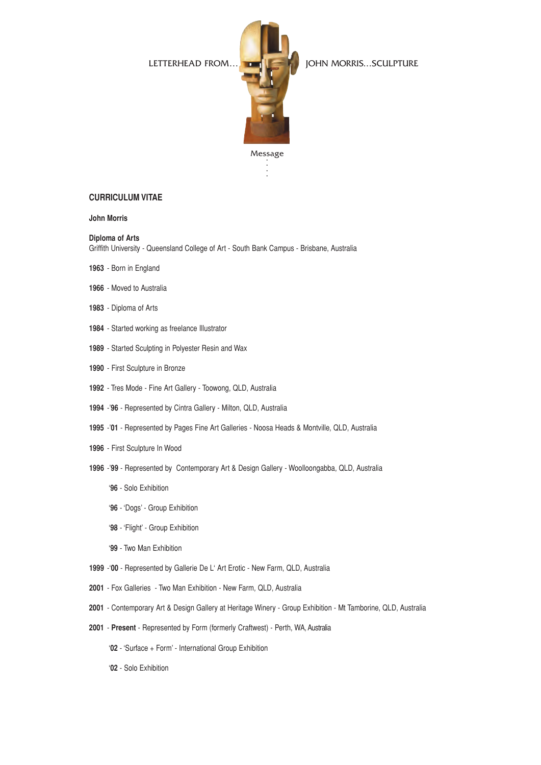LETTERHEAD FROM... JOHN MORRIS...SCULPTURE

Message

## CURRICULUM VITAE

**John Morris**

**Diploma of Arts**
Griffith University - Queensland College of Art - South Bank Campus - Brisbane, Australia

**1963** - Born in England

**1966** - Moved to Australia

**1983** - Diploma of Arts

**1984** - Started working as freelance Illustrator

**1989** - Started Sculpting in Polyester Resin and Wax

**1990** - First Sculpture in Bronze

**1992** - Tres Mode - Fine Art Gallery - Toowong, QLD, Australia

**1994** -'**96** - Represented by Cintra Gallery - Milton, QLD, Australia

**1995** -'**01** - Represented by Pages Fine Art Galleries - Noosa Heads & Montville, QLD, Australia

**1996** - First Sculpture In Wood

**1996** -'**99** - Represented by Contemporary Art & Design Gallery - Woolloongabba, QLD, Australia

- '**96** - Solo Exhibition
- '**96** - 'Dogs' - Group Exhibition
- '**98** - 'Flight' - Group Exhibition
- '**99** - Two Man Exhibition

**1999** -'**00** - Represented by Gallerie De L' Art Erotic - New Farm, QLD, Australia

**2001** - Fox Galleries - Two Man Exhibition - New Farm, QLD, Australia

**2001** - Contemporary Art & Design Gallery at Heritage Winery - Group Exhibition - Mt Tamborine, QLD, Australia

**2001** - **Present** - Represented by Form (formerly Craftwest) - Perth, WA, Australia

- '**02** - 'Surface + Form' - International Group Exhibition
- '**02** - Solo Exhibition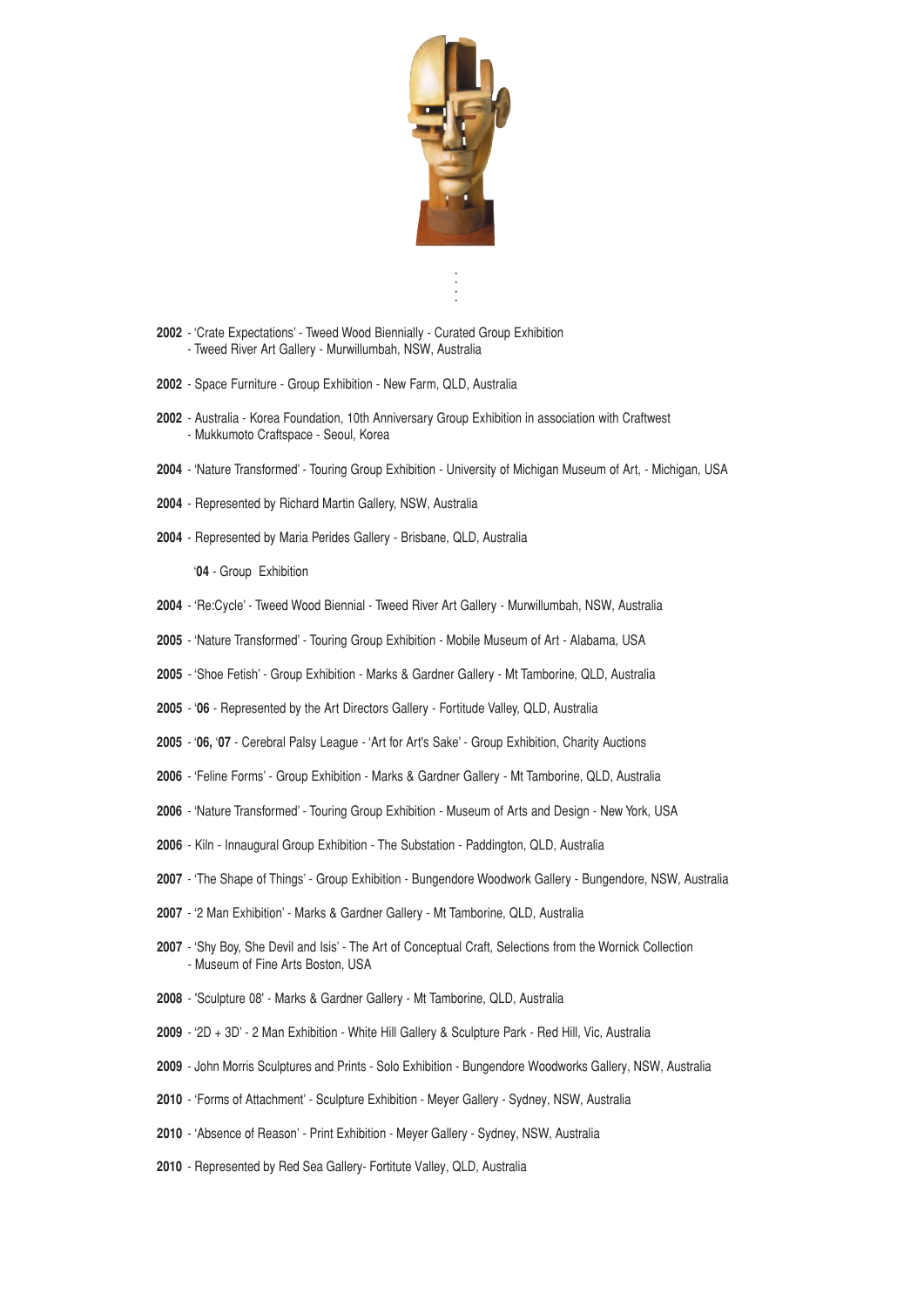**2002** - 'Crate Expectations' - Tweed Wood Biennially - Curated Group Exhibition
- Tweed River Art Gallery - Murwillumbah, NSW, Australia

**2002** - Space Furniture - Group Exhibition - New Farm, QLD, Australia

**2002** - Australia - Korea Foundation, 10th Anniversary Group Exhibition in association with Craftwest
- Mukkumoto Craftspace - Seoul, Korea

**2004** - 'Nature Transformed' - Touring Group Exhibition - University of Michigan Museum of Art, - Michigan, USA

**2004** - Represented by Richard Martin Gallery, NSW, Australia

**2004** - Represented by Maria Perides Gallery - Brisbane, QLD, Australia

'**04** - Group Exhibition

**2004** - 'Re:Cycle' - Tweed Wood Biennial - Tweed River Art Gallery - Murwillumbah, NSW, Australia

**2005** - 'Nature Transformed' - Touring Group Exhibition - Mobile Museum of Art - Alabama, USA

**2005** - 'Shoe Fetish' - Group Exhibition - Marks & Gardner Gallery - Mt Tamborine, QLD, Australia

**2005** - '**06** - Represented by the Art Directors Gallery - Fortitude Valley, QLD, Australia

**2005** - '**06, '07** - Cerebral Palsy League - 'Art for Art's Sake' - Group Exhibition, Charity Auctions

**2006** - 'Feline Forms' - Group Exhibition - Marks & Gardner Gallery - Mt Tamborine, QLD, Australia

**2006** - 'Nature Transformed' - Touring Group Exhibition - Museum of Arts and Design - New York, USA

**2006** - Kiln - Innaugural Group Exhibition - The Substation - Paddington, QLD, Australia

**2007** - 'The Shape of Things' - Group Exhibition - Bungendore Woodwork Gallery - Bungendore, NSW, Australia

**2007** - '2 Man Exhibition' - Marks & Gardner Gallery - Mt Tamborine, QLD, Australia

**2007** - 'Shy Boy, She Devil and Isis' - The Art of Conceptual Craft, Selections from the Wornick Collection
- Museum of Fine Arts Boston, USA

**2008** - 'Sculpture 08' - Marks & Gardner Gallery - Mt Tamborine, QLD, Australia

**2009** - '2D + 3D' - 2 Man Exhibition - White Hill Gallery & Sculpture Park - Red Hill, Vic, Australia

**2009** - John Morris Sculptures and Prints - Solo Exhibition - Bungendore Woodworks Gallery, NSW, Australia

**2010** - 'Forms of Attachment' - Sculpture Exhibition - Meyer Gallery - Sydney, NSW, Australia

**2010** - 'Absence of Reason' - Print Exhibition - Meyer Gallery - Sydney, NSW, Australia

**2010** - Represented by Red Sea Gallery- Fortitute Valley, QLD, Australia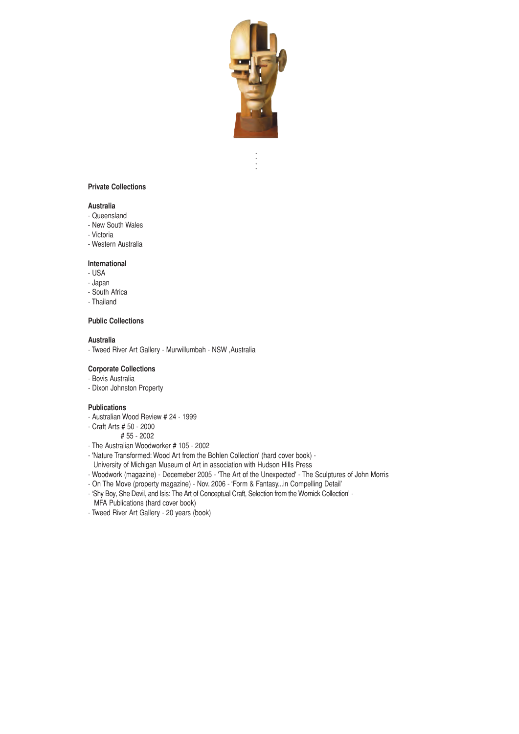**Private Collections**

**Australia**
- Queensland
- New South Wales
- Victoria
- Western Australia

**International**
- USA
- Japan
- South Africa
- Thailand

**Public Collections**

**Australia**
- Tweed River Art Gallery - Murwillumbah - NSW ,Australia

**Corporate Collections**
- Bovis Australia
- Dixon Johnston Property

**Publications**
- Australian Wood Review # 24 - 1999
- Craft Arts # 50 - 2000
  # 55 - 2002
- The Australian Woodworker # 105 - 2002
- 'Nature Transformed: Wood Art from the Bohlen Collection' (hard cover book) - University of Michigan Museum of Art in association with Hudson Hills Press
- Woodwork (magazine) - Decemeber 2005 - 'The Art of the Unexpected' - The Sculptures of John Morris
- On The Move (property magazine) - Nov. 2006 - 'Form & Fantasy...in Compelling Detail'
- 'Shy Boy, She Devil, and Isis: The Art of Conceptual Craft, Selection from the Wornick Collection' - MFA Publications (hard cover book)
- Tweed River Art Gallery - 20 years (book)